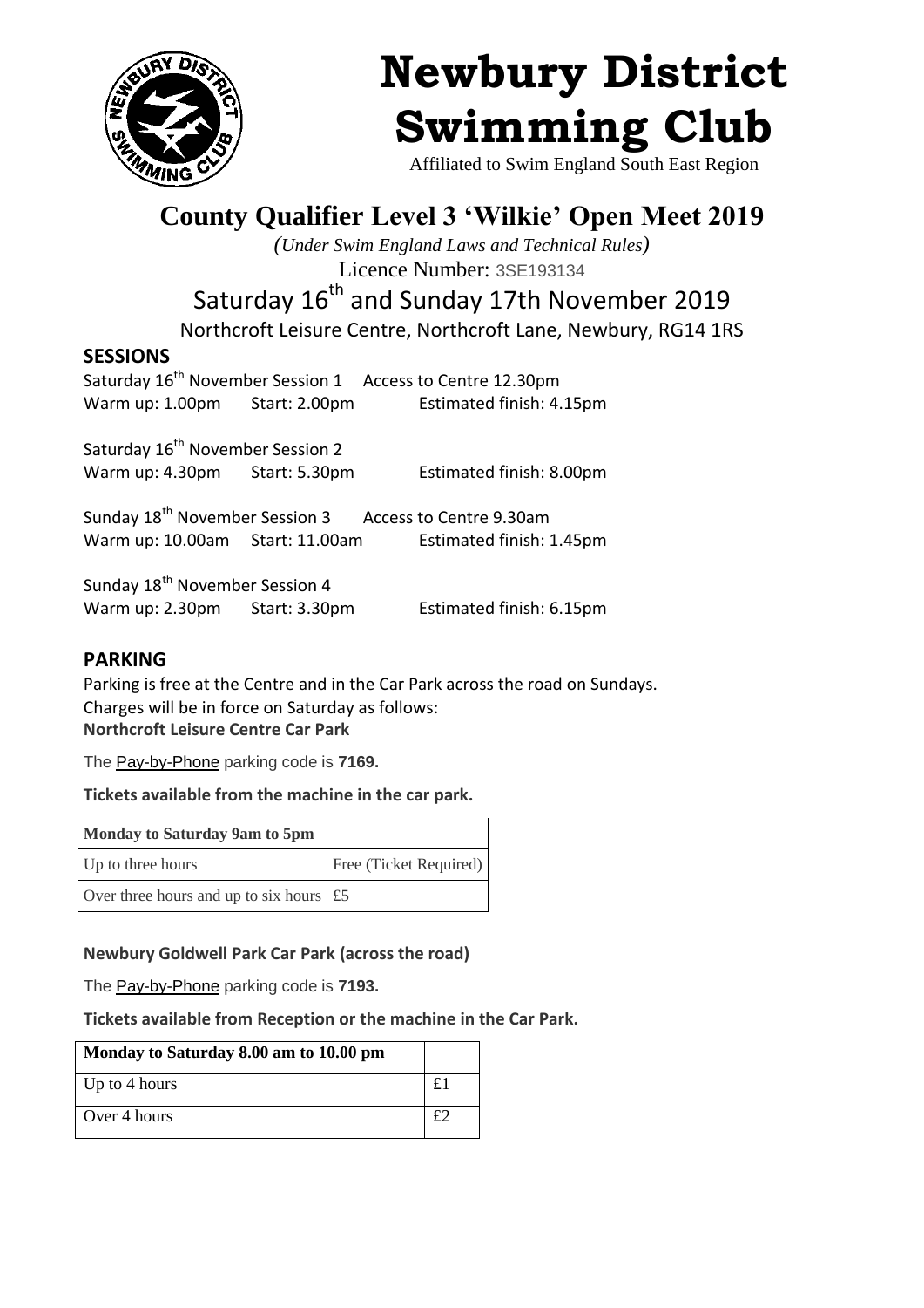# Newbury District Swimming Club

Affiliated to Swim England South East Region

## County Qualifier Level 3 'Wilkie' Open Meet 2019

*(Under Swim England Laws and Technical Rules)*

Licence Number: 3SE193134

Saturday 16th and Sunday 17th November 2019

Northcroft Leisure Centre, Northcroft Lane, Newbury, RG14 1RS

### SESSIONS

Saturday 16th November Session 1 Access to Centre 12.30pm
Warm up: 1.00pm Start: 2.00pm Estimated finish: 4.15pm

Saturday 16th November Session 2
Warm up: 4.30pm Start: 5.30pm Estimated finish: 8.00pm

Sunday 18th November Session 3 Access to Centre 9.30am
Warm up: 10.00am Start: 11.00am Estimated finish: 1.45pm

Sunday 18th November Session 4
Warm up: 2.30pm Start: 3.30pm Estimated finish: 6.15pm

### PARKING

Parking is free at the Centre and in the Car Park across the road on Sundays.
Charges will be in force on Saturday as follows:
**Northcroft Leisure Centre Car Park**

The Pay-by-Phone parking code is **7169.**

**Tickets available from the machine in the car park.**

| Monday to Saturday 9am to 5pm | |
|---|---|
| Up to three hours | Free (Ticket Required) |
| Over three hours and up to six hours | £5 |

**Newbury Goldwell Park Car Park (across the road)**

The Pay-by-Phone parking code is **7193.**

**Tickets available from Reception or the machine in the Car Park.**

| Monday to Saturday 8.00 am to 10.00 pm | |
|---|---|
| Up to 4 hours | £1 |
| Over 4 hours | £2 |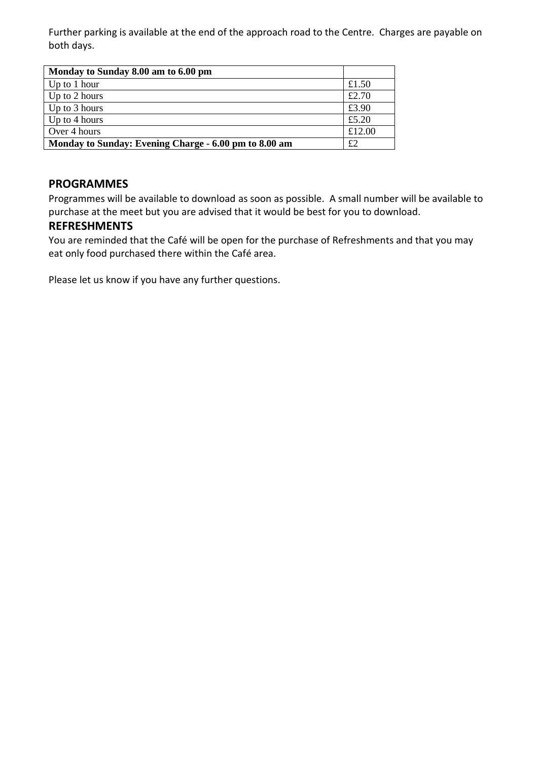Further parking is available at the end of the approach road to the Centre. Charges are payable on both days.

| **Monday to Sunday 8.00 am to 6.00 pm** | |
|---|---|
| Up to 1 hour | £1.50 |
| Up to 2 hours | £2.70 |
| Up to 3 hours | £3.90 |
| Up to 4 hours | £5.20 |
| Over 4 hours | £12.00 |
| **Monday to Sunday: Evening Charge - 6.00 pm to 8.00 am** | £2 |

## PROGRAMMES

Programmes will be available to download as soon as possible. A small number will be available to purchase at the meet but you are advised that it would be best for you to download.

## REFRESHMENTS

You are reminded that the Café will be open for the purchase of Refreshments and that you may eat only food purchased there within the Café area.

Please let us know if you have any further questions.